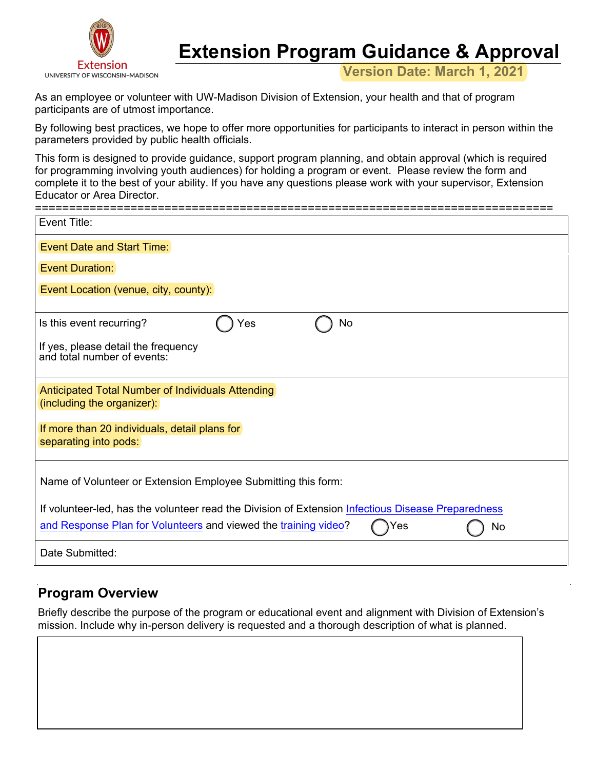Extension
UNIVERSITY OF WISCONSIN-MADISON

# Extension Program Guidance & Approval

**Version Date: March 1, 2021**

As an employee or volunteer with UW-Madison Division of Extension, your health and that of program participants are of utmost importance.

By following best practices, we hope to offer more opportunities for participants to interact in person within the parameters provided by public health officials.

This form is designed to provide guidance, support program planning, and obtain approval (which is required for programming involving youth audiences) for holding a program or event. Please review the form and complete it to the best of your ability. If you have any questions please work with your supervisor, Extension Educator or Area Director.

==========================================================================

Event Title:

Event Date and Start Time:

Event Duration:

Event Location (venue, city, county):

Is this event recurring? ◯ Yes ◯ No

If yes, please detail the frequency and total number of events:

Anticipated Total Number of Individuals Attending (including the organizer):

If more than 20 individuals, detail plans for separating into pods:

Name of Volunteer or Extension Employee Submitting this form:

If volunteer-led, has the volunteer read the Division of Extension Infectious Disease Preparedness and Response Plan for Volunteers and viewed the training video? ◯ Yes ◯ No

Date Submitted:

## Program Overview

Briefly describe the purpose of the program or educational event and alignment with Division of Extension's mission. Include why in-person delivery is requested and a thorough description of what is planned.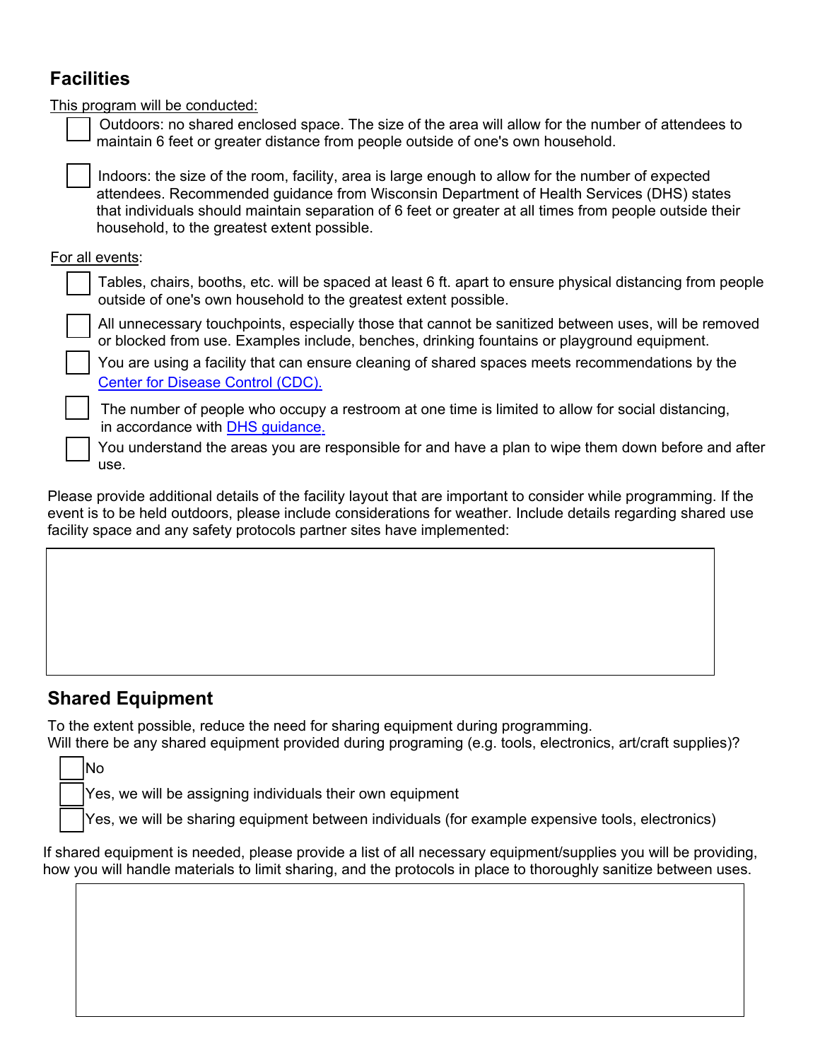## Facilities

This program will be conducted:

- [ ] Outdoors: no shared enclosed space. The size of the area will allow for the number of attendees to maintain 6 feet or greater distance from people outside of one's own household.
- [ ] Indoors: the size of the room, facility, area is large enough to allow for the number of expected attendees. Recommended guidance from Wisconsin Department of Health Services (DHS) states that individuals should maintain separation of 6 feet or greater at all times from people outside their household, to the greatest extent possible.

For all events:

- [ ] Tables, chairs, booths, etc. will be spaced at least 6 ft. apart to ensure physical distancing from people outside of one's own household to the greatest extent possible.
- [ ] All unnecessary touchpoints, especially those that cannot be sanitized between uses, will be removed or blocked from use. Examples include, benches, drinking fountains or playground equipment.
- [ ] You are using a facility that can ensure cleaning of shared spaces meets recommendations by the Center for Disease Control (CDC).
- [ ] The number of people who occupy a restroom at one time is limited to allow for social distancing, in accordance with DHS guidance.
- [ ] You understand the areas you are responsible for and have a plan to wipe them down before and after use.

Please provide additional details of the facility layout that are important to consider while programming. If the event is to be held outdoors, please include considerations for weather. Include details regarding shared use facility space and any safety protocols partner sites have implemented:

| |
|---|
| |

## Shared Equipment

To the extent possible, reduce the need for sharing equipment during programming.
Will there be any shared equipment provided during programing (e.g. tools, electronics, art/craft supplies)?

- [ ] No
- [ ] Yes, we will be assigning individuals their own equipment
- [ ] Yes, we will be sharing equipment between individuals (for example expensive tools, electronics)

If shared equipment is needed, please provide a list of all necessary equipment/supplies you will be providing, how you will handle materials to limit sharing, and the protocols in place to thoroughly sanitize between uses.

| |
|---|
| |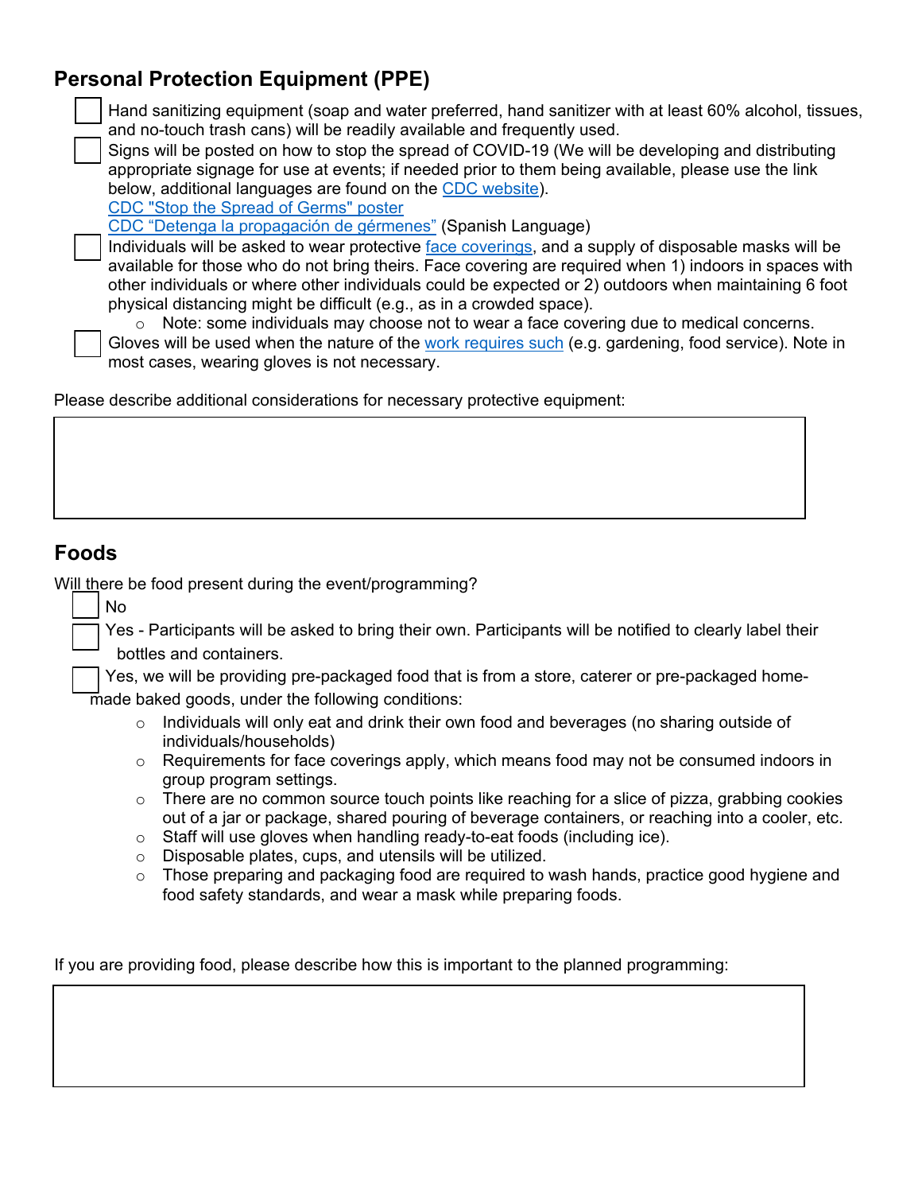## Personal Protection Equipment (PPE)

- [ ] Hand sanitizing equipment (soap and water preferred, hand sanitizer with at least 60% alcohol, tissues, and no-touch trash cans) will be readily available and frequently used.
- [ ] Signs will be posted on how to stop the spread of COVID-19 (We will be developing and distributing appropriate signage for use at events; if needed prior to them being available, please use the link below, additional languages are found on the CDC website).
  CDC "Stop the Spread of Germs" poster
  CDC “Detenga la propagación de gérmenes” (Spanish Language)
- [ ] Individuals will be asked to wear protective face coverings, and a supply of disposable masks will be available for those who do not bring theirs. Face covering are required when 1) indoors in spaces with other individuals or where other individuals could be expected or 2) outdoors when maintaining 6 foot physical distancing might be difficult (e.g., as in a crowded space).
  - Note: some individuals may choose not to wear a face covering due to medical concerns.
- [ ] Gloves will be used when the nature of the work requires such (e.g. gardening, food service). Note in most cases, wearing gloves is not necessary.

Please describe additional considerations for necessary protective equipment:

| |
|---|
| |

## Foods

Will there be food present during the event/programming?

- [ ] No
- [ ] Yes - Participants will be asked to bring their own. Participants will be notified to clearly label their bottles and containers.
- [ ] Yes, we will be providing pre-packaged food that is from a store, caterer or pre-packaged home-made baked goods, under the following conditions:
  - Individuals will only eat and drink their own food and beverages (no sharing outside of individuals/households)
  - Requirements for face coverings apply, which means food may not be consumed indoors in group program settings.
  - There are no common source touch points like reaching for a slice of pizza, grabbing cookies out of a jar or package, shared pouring of beverage containers, or reaching into a cooler, etc.
  - Staff will use gloves when handling ready-to-eat foods (including ice).
  - Disposable plates, cups, and utensils will be utilized.
  - Those preparing and packaging food are required to wash hands, practice good hygiene and food safety standards, and wear a mask while preparing foods.

If you are providing food, please describe how this is important to the planned programming:

| |
|---|
| |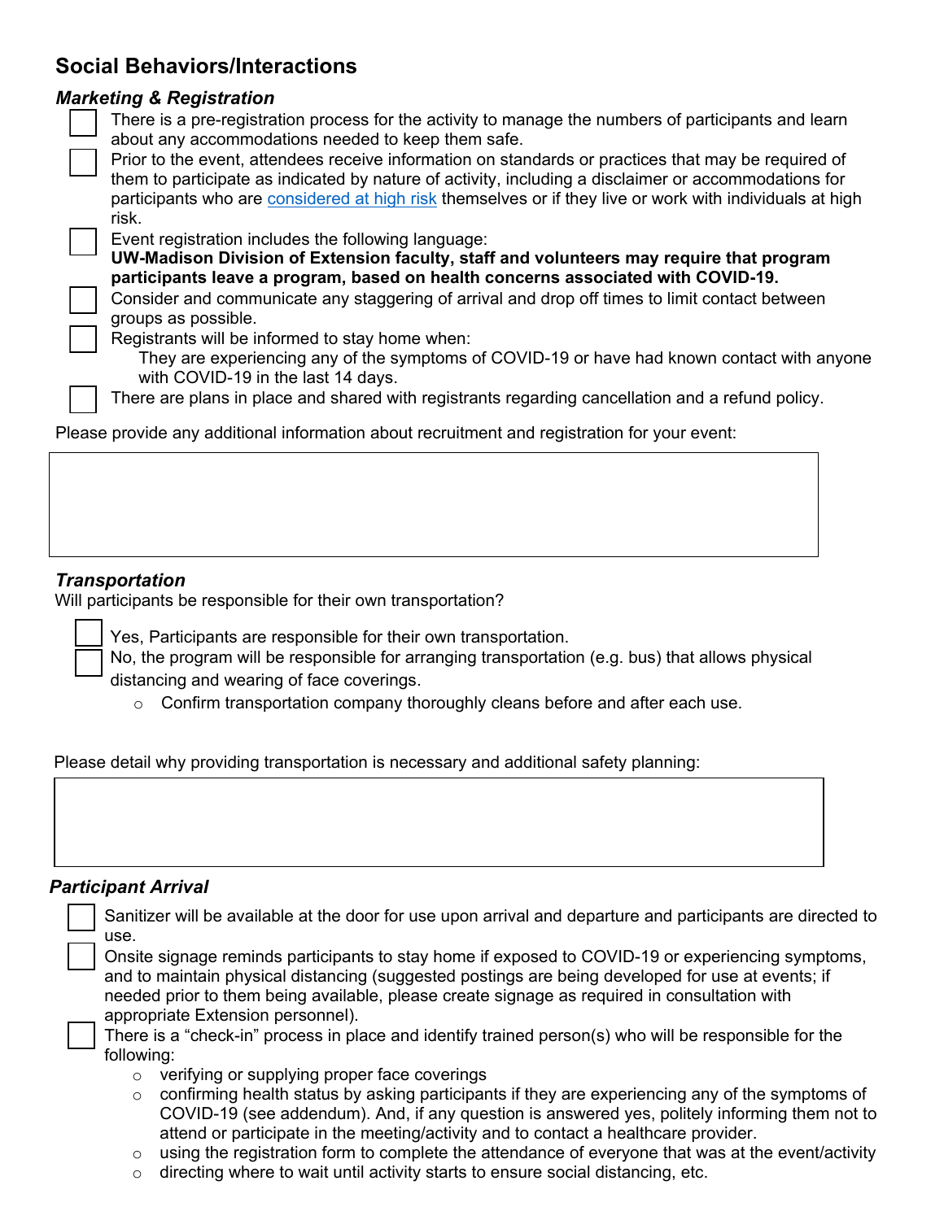## Social Behaviors/Interactions

### *Marketing & Registration*

- [ ] There is a pre-registration process for the activity to manage the numbers of participants and learn about any accommodations needed to keep them safe.
- [ ] Prior to the event, attendees receive information on standards or practices that may be required of them to participate as indicated by nature of activity, including a disclaimer or accommodations for participants who are [considered at high risk]() themselves or if they live or work with individuals at high risk.
- [ ] Event registration includes the following language:
  **UW-Madison Division of Extension faculty, staff and volunteers may require that program participants leave a program, based on health concerns associated with COVID-19.**
- [ ] Consider and communicate any staggering of arrival and drop off times to limit contact between groups as possible.
- [ ] Registrants will be informed to stay home when:
  They are experiencing any of the symptoms of COVID-19 or have had known contact with anyone with COVID-19 in the last 14 days.
- [ ] There are plans in place and shared with registrants regarding cancellation and a refund policy.

Please provide any additional information about recruitment and registration for your event:

### *Transportation*

Will participants be responsible for their own transportation?

- [ ] Yes, Participants are responsible for their own transportation.
- [ ] No, the program will be responsible for arranging transportation (e.g. bus) that allows physical distancing and wearing of face coverings.
  - Confirm transportation company thoroughly cleans before and after each use.

Please detail why providing transportation is necessary and additional safety planning:

### *Participant Arrival*

- [ ] Sanitizer will be available at the door for use upon arrival and departure and participants are directed to use.
- [ ] Onsite signage reminds participants to stay home if exposed to COVID-19 or experiencing symptoms, and to maintain physical distancing (suggested postings are being developed for use at events; if needed prior to them being available, please create signage as required in consultation with appropriate Extension personnel).
- [ ] There is a "check-in" process in place and identify trained person(s) who will be responsible for the following:
  - verifying or supplying proper face coverings
  - confirming health status by asking participants if they are experiencing any of the symptoms of COVID-19 (see addendum). And, if any question is answered yes, politely informing them not to attend or participate in the meeting/activity and to contact a healthcare provider.
  - using the registration form to complete the attendance of everyone that was at the event/activity
  - directing where to wait until activity starts to ensure social distancing, etc.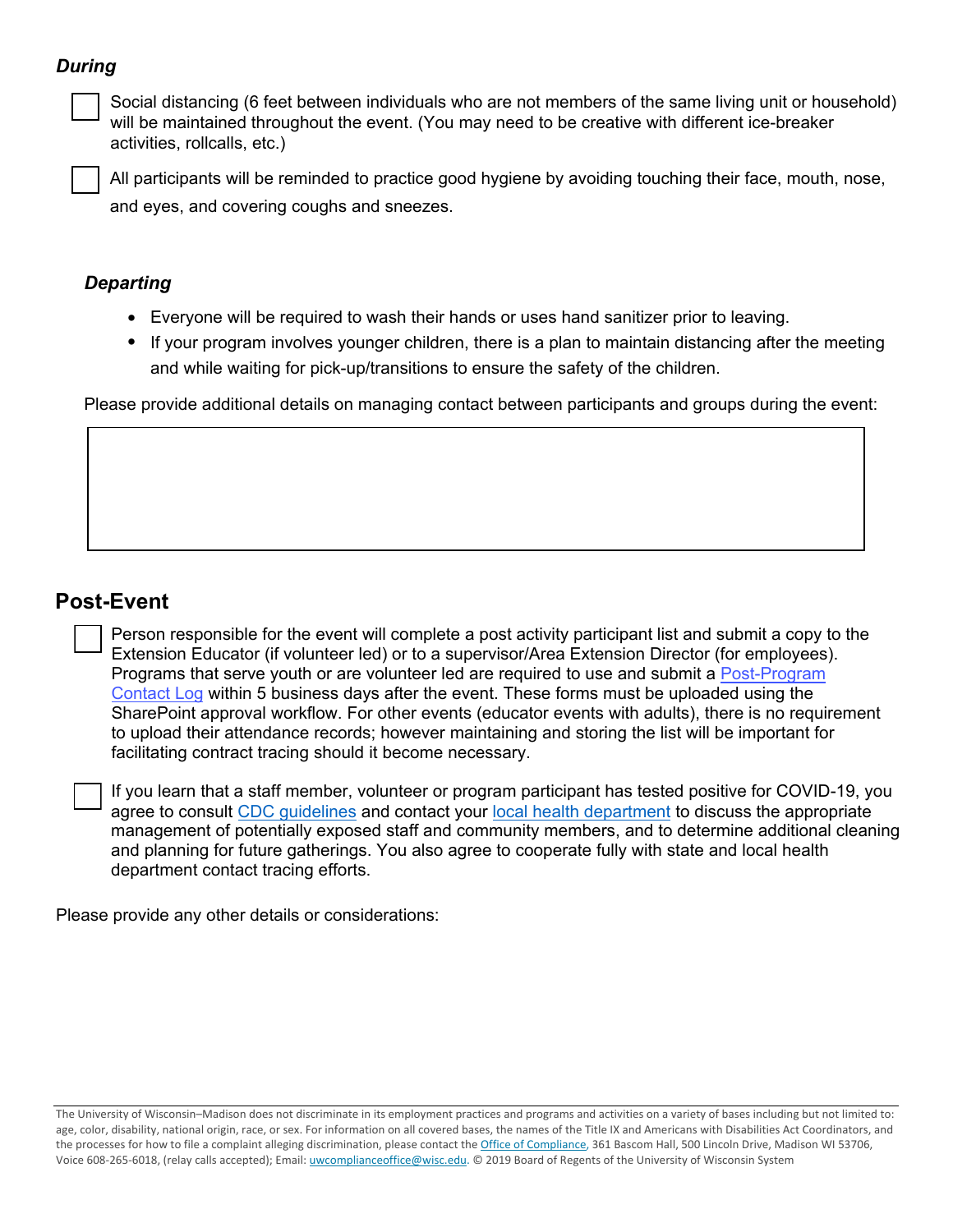### *During*

- [ ] Social distancing (6 feet between individuals who are not members of the same living unit or household) will be maintained throughout the event. (You may need to be creative with different ice-breaker activities, rollcalls, etc.)
- [ ] All participants will be reminded to practice good hygiene by avoiding touching their face, mouth, nose, and eyes, and covering coughs and sneezes.

### *Departing*

- Everyone will be required to wash their hands or uses hand sanitizer prior to leaving.
- If your program involves younger children, there is a plan to maintain distancing after the meeting and while waiting for pick-up/transitions to ensure the safety of the children.

Please provide additional details on managing contact between participants and groups during the event:

## Post-Event

- [ ] Person responsible for the event will complete a post activity participant list and submit a copy to the Extension Educator (if volunteer led) or to a supervisor/Area Extension Director (for employees). Programs that serve youth or are volunteer led are required to use and submit a Post-Program Contact Log within 5 business days after the event. These forms must be uploaded using the SharePoint approval workflow. For other events (educator events with adults), there is no requirement to upload their attendance records; however maintaining and storing the list will be important for facilitating contract tracing should it become necessary.
- [ ] If you learn that a staff member, volunteer or program participant has tested positive for COVID-19, you agree to consult CDC guidelines and contact your local health department to discuss the appropriate management of potentially exposed staff and community members, and to determine additional cleaning and planning for future gatherings. You also agree to cooperate fully with state and local health department contact tracing efforts.

Please provide any other details or considerations:

The University of Wisconsin–Madison does not discriminate in its employment practices and programs and activities on a variety of bases including but not limited to: age, color, disability, national origin, race, or sex. For information on all covered bases, the names of the Title IX and Americans with Disabilities Act Coordinators, and the processes for how to file a complaint alleging discrimination, please contact the Office of Compliance, 361 Bascom Hall, 500 Lincoln Drive, Madison WI 53706, Voice 608-265-6018, (relay calls accepted); Email: uwcomplianceoffice@wisc.edu. © 2019 Board of Regents of the University of Wisconsin System